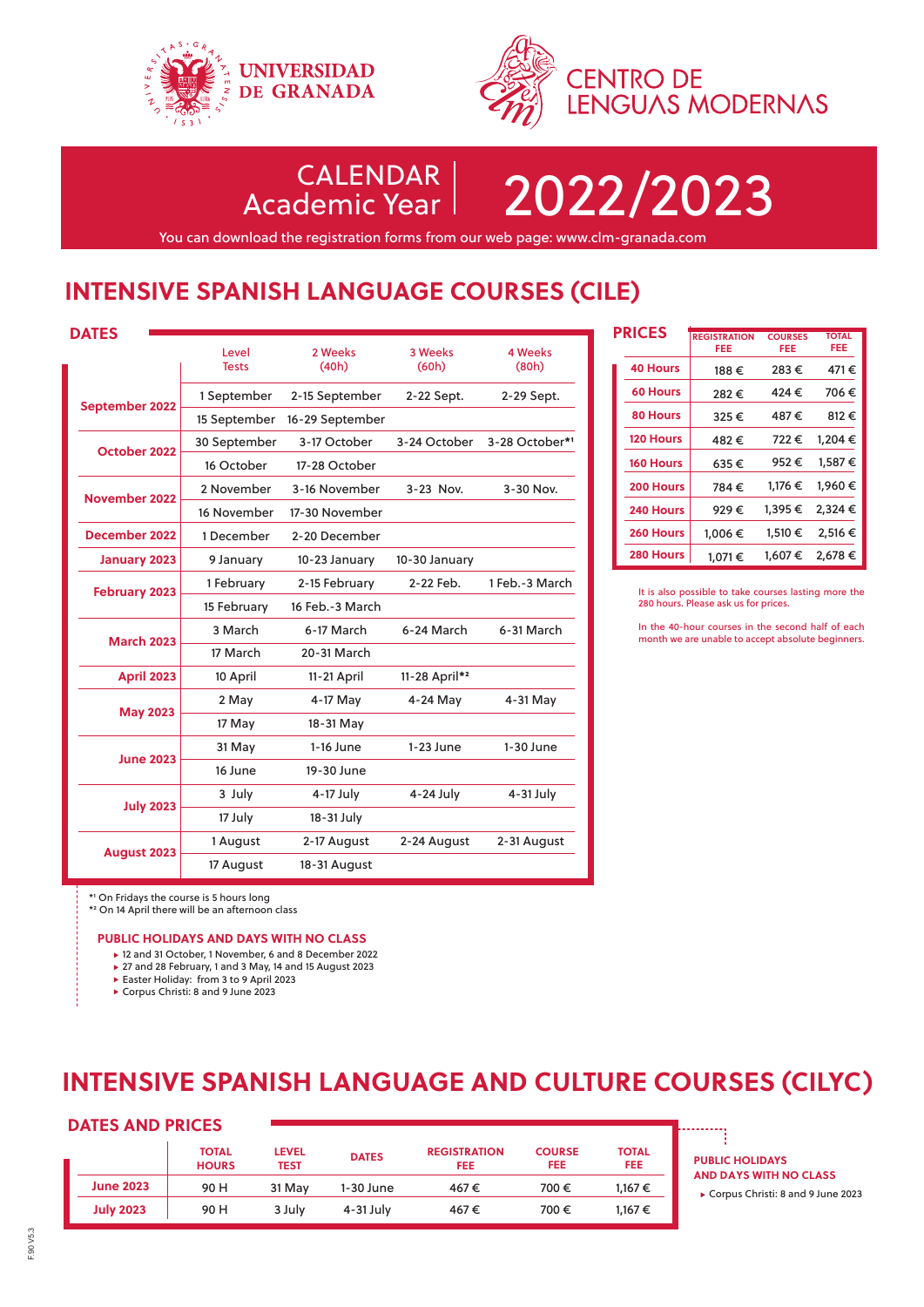UNIVERSIDAD DE GRANADA

CENTRO DE LENGUAS MODERNAS

# CALENDAR Academic Year 2022/2023

You can download the registration forms from our web page: www.clm-granada.com

## INTENSIVE SPANISH LANGUAGE COURSES (CILE)

### DATES

| | Level Tests | 2 Weeks (40h) | 3 Weeks (60h) | 4 Weeks (80h) |
|---|---|---|---|---|
| September 2022 | 1 September | 2-15 September | 2-22 Sept. | 2-29 Sept. |
| | 15 September | 16-29 September | | |
| October 2022 | 30 September | 3-17 October | 3-24 October | 3-28 October*[1] |
| | 16 October | 17-28 October | | |
| November 2022 | 2 November | 3-16 November | 3-23 Nov. | 3-30 Nov. |
| | 16 November | 17-30 November | | |
| December 2022 | 1 December | 2-20 December | | |
| January 2023 | 9 January | 10-23 January | 10-30 January | |
| February 2023 | 1 February | 2-15 February | 2-22 Feb. | 1 Feb.-3 March |
| | 15 February | 16 Feb.-3 March | | |
| March 2023 | 3 March | 6-17 March | 6-24 March | 6-31 March |
| | 17 March | 20-31 March | | |
| April 2023 | 10 April | 11-21 April | 11-28 April*[2] | |
| May 2023 | 2 May | 4-17 May | 4-24 May | 4-31 May |
| | 17 May | 18-31 May | | |
| June 2023 | 31 May | 1-16 June | 1-23 June | 1-30 June |
| | 16 June | 19-30 June | | |
| July 2023 | 3 July | 4-17 July | 4-24 July | 4-31 July |
| | 17 July | 18-31 July | | |
| August 2023 | 1 August | 2-17 August | 2-24 August | 2-31 August |
| | 17 August | 18-31 August | | |

*[1] On Fridays the course is 5 hours long
*[2] On 14 April there will be an afternoon class

### PRICES

| | REGISTRATION FEE | COURSES FEE | TOTAL FEE |
|---|---|---|---|
| 40 Hours | 188 € | 283 € | 471 € |
| 60 Hours | 282 € | 424 € | 706 € |
| 80 Hours | 325 € | 487 € | 812 € |
| 120 Hours | 482 € | 722 € | 1,204 € |
| 160 Hours | 635 € | 952 € | 1,587 € |
| 200 Hours | 784 € | 1,176 € | 1,960 € |
| 240 Hours | 929 € | 1,395 € | 2,324 € |
| 260 Hours | 1,006 € | 1,510 € | 2,516 € |
| 280 Hours | 1,071 € | 1,607 € | 2,678 € |

It is also possible to take courses lasting more the 280 hours. Please ask us for prices.

In the 40-hour courses in the second half of each month we are unable to accept absolute beginners.

### PUBLIC HOLIDAYS AND DAYS WITH NO CLASS

- 12 and 31 October, 1 November, 6 and 8 December 2022
- 27 and 28 February, 1 and 3 May, 14 and 15 August 2023
- Easter Holiday: from 3 to 9 April 2023
- Corpus Christi: 8 and 9 June 2023

## INTENSIVE SPANISH LANGUAGE AND CULTURE COURSES (CILYC)

### DATES AND PRICES

| | TOTAL HOURS | LEVEL TEST | DATES | REGISTRATION FEE | COURSE FEE | TOTAL FEE |
|---|---|---|---|---|---|---|
| June 2023 | 90 H | 31 May | 1-30 June | 467 € | 700 € | 1,167 € |
| July 2023 | 90 H | 3 July | 4-31 July | 467 € | 700 € | 1,167 € |

### PUBLIC HOLIDAYS AND DAYS WITH NO CLASS

- Corpus Christi: 8 and 9 June 2023

F.90 V5.3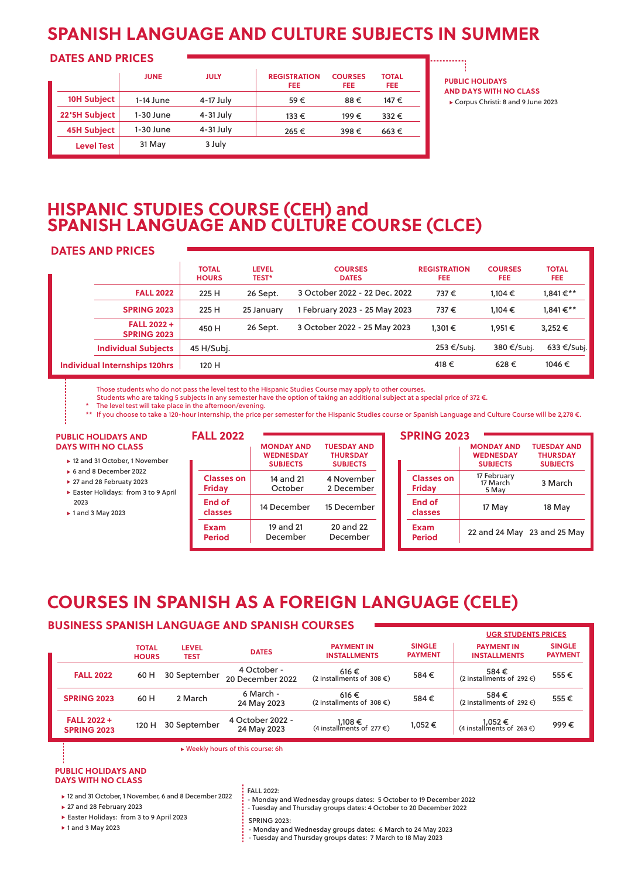# SPANISH LANGUAGE AND CULTURE SUBJECTS IN SUMMER

## DATES AND PRICES

| | JUNE | JULY | REGISTRATION FEE | COURSES FEE | TOTAL FEE |
|---|---|---|---|---|---|
| 10H Subject | 1-14 June | 4-17 July | 59 € | 88 € | 147 € |
| 22'5H Subject | 1-30 June | 4-31 July | 133 € | 199 € | 332 € |
| 45H Subject | 1-30 June | 4-31 July | 265 € | 398 € | 663 € |
| Level Test | 31 May | 3 July | | | |

**PUBLIC HOLIDAYS AND DAYS WITH NO CLASS**

- Corpus Christi: 8 and 9 June 2023

# HISPANIC STUDIES COURSE (CEH) and SPANISH LANGUAGE AND CULTURE COURSE (CLCE)

## DATES AND PRICES

| | TOTAL HOURS | LEVEL TEST* | COURSES DATES | REGISTRATION FEE | COURSES FEE | TOTAL FEE |
|---|---|---|---|---|---|---|
| FALL 2022 | 225 H | 26 Sept. | 3 October 2022 - 22 Dec. 2022 | 737 € | 1,104 € | 1,841 €** |
| SPRING 2023 | 225 H | 25 January | 1 February 2023 - 25 May 2023 | 737 € | 1,104 € | 1,841 €** |
| FALL 2022 + SPRING 2023 | 450 H | 26 Sept. | 3 October 2022 - 25 May 2023 | 1,301 € | 1,951 € | 3,252 € |
| Individual Subjects | 45 H/Subj. | | | 253 €/Subj. | 380 €/Subj. | 633 €/Subj. |
| Individual Internships 120hrs | 120 H | | | 418 € | 628 € | 1046 € |

Those students who do not pass the level test to the Hispanic Studies Course may apply to other courses.
Students who are taking 5 subjects in any semester have the option of taking an additional subject at a special price of 372 €.
\* The level test will take place in the afternoon/evening.
\*\* If you choose to take a 120-hour internship, the price per semester for the Hispanic Studies course or Spanish Language and Culture Course will be 2,278 €.

**PUBLIC HOLIDAYS AND DAYS WITH NO CLASS**

- 12 and 31 October, 1 November
- 6 and 8 December 2022
- 27 and 28 Februaty 2023
- Easter Holidays: from 3 to 9 April 2023
- 1 and 3 May 2023

### FALL 2022

| | MONDAY AND WEDNESDAY SUBJECTS | TUESDAY AND THURSDAY SUBJECTS |
|---|---|---|
| Classes on Friday | 14 and 21 October | 4 November 2 December |
| End of classes | 14 December | 15 December |
| Exam Period | 19 and 21 December | 20 and 22 December |

### SPRING 2023

| | MONDAY AND WEDNESDAY SUBJECTS | TUESDAY AND THURSDAY SUBJECTS |
|---|---|---|
| Classes on Friday | 17 February 17 March 5 May | 3 March |
| End of classes | 17 May | 18 May |
| Exam Period | 22 and 24 May | 23 and 25 May |

# COURSES IN SPANISH AS A FOREIGN LANGUAGE (CELE)

## BUSINESS SPANISH LANGUAGE AND SPANISH COURSES

| | TOTAL HOURS | LEVEL TEST | DATES | PAYMENT IN INSTALLMENTS | SINGLE PAYMENT | UGR STUDENTS PRICES: PAYMENT IN INSTALLMENTS | UGR STUDENTS PRICES: SINGLE PAYMENT |
|---|---|---|---|---|---|---|---|
| FALL 2022 | 60 H | 30 September | 4 October - 20 December 2022 | 616 € (2 installments of 308 €) | 584 € | 584 € (2 installments of 292 €) | 555 € |
| SPRING 2023 | 60 H | 2 March | 6 March - 24 May 2023 | 616 € (2 installments of 308 €) | 584 € | 584 € (2 installments of 292 €) | 555 € |
| FALL 2022 + SPRING 2023 | 120 H | 30 September | 4 October 2022 - 24 May 2023 | 1,108 € (4 installments of 277 €) | 1,052 € | 1,052 € (4 installments of 263 €) | 999 € |

- Weekly hours of this course: 6h

**PUBLIC HOLIDAYS AND DAYS WITH NO CLASS**

- 12 and 31 October, 1 November, 6 and 8 December 2022
- 27 and 28 February 2023
- Easter Holidays: from 3 to 9 April 2023
- 1 and 3 May 2023

FALL 2022:
- Monday and Wednesday groups dates: 5 October to 19 December 2022
- Tuesday and Thursday groups dates: 4 October to 20 December 2022

SPRING 2023:
- Monday and Wednesday groups dates: 6 March to 24 May 2023
- Tuesday and Thursday groups dates: 7 March to 18 May 2023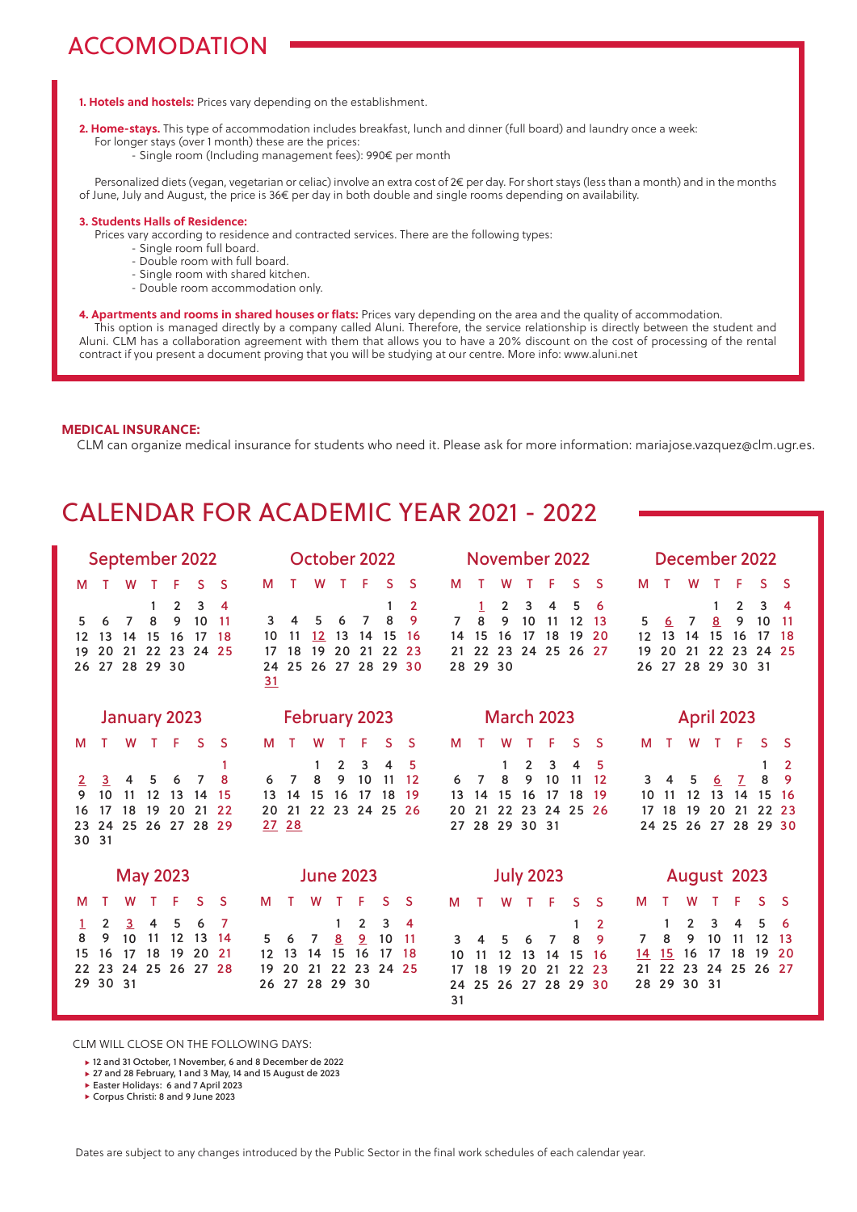# ACCOMODATION

**1. Hotels and hostels:** Prices vary depending on the establishment.

**2. Home-stays.** This type of accommodation includes breakfast, lunch and dinner (full board) and laundry once a week:
For longer stays (over 1 month) these are the prices:

- Single room (Including management fees): 990€ per month

Personalized diets (vegan, vegetarian or celiac) involve an extra cost of 2€ per day. For short stays (less than a month) and in the months of June, July and August, the price is 36€ per day in both double and single rooms depending on availability.

**3. Students Halls of Residence:**
Prices vary according to residence and contracted services. There are the following types:

- Single room full board.
- Double room with full board.
- Single room with shared kitchen.
- Double room accommodation only.

**4. Apartments and rooms in shared houses or flats:** Prices vary depending on the area and the quality of accommodation.
This option is managed directly by a company called Aluni. Therefore, the service relationship is directly between the student and Aluni. CLM has a collaboration agreement with them that allows you to have a 20% discount on the cost of processing of the rental contract if you present a document proving that you will be studying at our centre. More info: www.aluni.net

**MEDICAL INSURANCE:**
CLM can organize medical insurance for students who need it. Please ask for more information: mariajose.vazquez@clm.ugr.es.

# CALENDAR FOR ACADEMIC YEAR 2021 - 2022

**September 2022**

| M | T | W | T | F | S | S |
|---|---|---|---|---|---|---|
| | | | 1 | 2 | 3 | 4 |
| 5 | 6 | 7 | 8 | 9 | 10 | 11 |
| 12 | 13 | 14 | 15 | 16 | 17 | 18 |
| 19 | 20 | 21 | 22 | 23 | 24 | 25 |
| 26 | 27 | 28 | 29 | 30 | | |

**October 2022**

| M | T | W | T | F | S | S |
|---|---|---|---|---|---|---|
| | | | | | 1 | 2 |
| 3 | 4 | 5 | 6 | 7 | 8 | 9 |
| 10 | 11 | 12 | 13 | 14 | 15 | 16 |
| 17 | 18 | 19 | 20 | 21 | 22 | 23 |
| 24 | 25 | 26 | 27 | 28 | 29 | 30 |
| 31 | | | | | | |

**November 2022**

| M | T | W | T | F | S | S |
|---|---|---|---|---|---|---|
| | 1 | 2 | 3 | 4 | 5 | 6 |
| 7 | 8 | 9 | 10 | 11 | 12 | 13 |
| 14 | 15 | 16 | 17 | 18 | 19 | 20 |
| 21 | 22 | 23 | 24 | 25 | 26 | 27 |
| 28 | 29 | 30 | | | | |

**December 2022**

| M | T | W | T | F | S | S |
|---|---|---|---|---|---|---|
| | | | 1 | 2 | 3 | 4 |
| 5 | 6 | 7 | 8 | 9 | 10 | 11 |
| 12 | 13 | 14 | 15 | 16 | 17 | 18 |
| 19 | 20 | 21 | 22 | 23 | 24 | 25 |
| 26 | 27 | 28 | 29 | 30 | 31 | |

**January 2023**

| M | T | W | T | F | S | S |
|---|---|---|---|---|---|---|
| | | | | | | 1 |
| 2 | 3 | 4 | 5 | 6 | 7 | 8 |
| 9 | 10 | 11 | 12 | 13 | 14 | 15 |
| 16 | 17 | 18 | 19 | 20 | 21 | 22 |
| 23 | 24 | 25 | 26 | 27 | 28 | 29 |
| 30 | 31 | | | | | |

**February 2023**

| M | T | W | T | F | S | S |
|---|---|---|---|---|---|---|
| | | 1 | 2 | 3 | 4 | 5 |
| 6 | 7 | 8 | 9 | 10 | 11 | 12 |
| 13 | 14 | 15 | 16 | 17 | 18 | 19 |
| 20 | 21 | 22 | 23 | 24 | 25 | 26 |
| 27 | 28 | | | | | |

**March 2023**

| M | T | W | T | F | S | S |
|---|---|---|---|---|---|---|
| | | 1 | 2 | 3 | 4 | 5 |
| 6 | 7 | 8 | 9 | 10 | 11 | 12 |
| 13 | 14 | 15 | 16 | 17 | 18 | 19 |
| 20 | 21 | 22 | 23 | 24 | 25 | 26 |
| 27 | 28 | 29 | 30 | 31 | | |

**April 2023**

| M | T | W | T | F | S | S |
|---|---|---|---|---|---|---|
| | | | | | 1 | 2 |
| 3 | 4 | 5 | 6 | 7 | 8 | 9 |
| 10 | 11 | 12 | 13 | 14 | 15 | 16 |
| 17 | 18 | 19 | 20 | 21 | 22 | 23 |
| 24 | 25 | 26 | 27 | 28 | 29 | 30 |

**May 2023**

| M | T | W | T | F | S | S |
|---|---|---|---|---|---|---|
| 1 | 2 | 3 | 4 | 5 | 6 | 7 |
| 8 | 9 | 10 | 11 | 12 | 13 | 14 |
| 15 | 16 | 17 | 18 | 19 | 20 | 21 |
| 22 | 23 | 24 | 25 | 26 | 27 | 28 |
| 29 | 30 | 31 | | | | |

**June 2023**

| M | T | W | T | F | S | S |
|---|---|---|---|---|---|---|
| | | | 1 | 2 | 3 | 4 |
| 5 | 6 | 7 | 8 | 9 | 10 | 11 |
| 12 | 13 | 14 | 15 | 16 | 17 | 18 |
| 19 | 20 | 21 | 22 | 23 | 24 | 25 |
| 26 | 27 | 28 | 29 | 30 | | |

**July 2023**

| M | T | W | T | F | S | S |
|---|---|---|---|---|---|---|
| | | | | | 1 | 2 |
| 3 | 4 | 5 | 6 | 7 | 8 | 9 |
| 10 | 11 | 12 | 13 | 14 | 15 | 16 |
| 17 | 18 | 19 | 20 | 21 | 22 | 23 |
| 24 | 25 | 26 | 27 | 28 | 29 | 30 |
| 31 | | | | | | |

**August 2023**

| M | T | W | T | F | S | S |
|---|---|---|---|---|---|---|
| | 1 | 2 | 3 | 4 | 5 | 6 |
| 7 | 8 | 9 | 10 | 11 | 12 | 13 |
| 14 | 15 | 16 | 17 | 18 | 19 | 20 |
| 21 | 22 | 23 | 24 | 25 | 26 | 27 |
| 28 | 29 | 30 | 31 | | | |

CLM WILL CLOSE ON THE FOLLOWING DAYS:

- 12 and 31 October, 1 November, 6 and 8 December de 2022
- 27 and 28 February, 1 and 3 May, 14 and 15 August de 2023
- Easter Holidays: 6 and 7 April 2023
- Corpus Christi: 8 and 9 June 2023

Dates are subject to any changes introduced by the Public Sector in the final work schedules of each calendar year.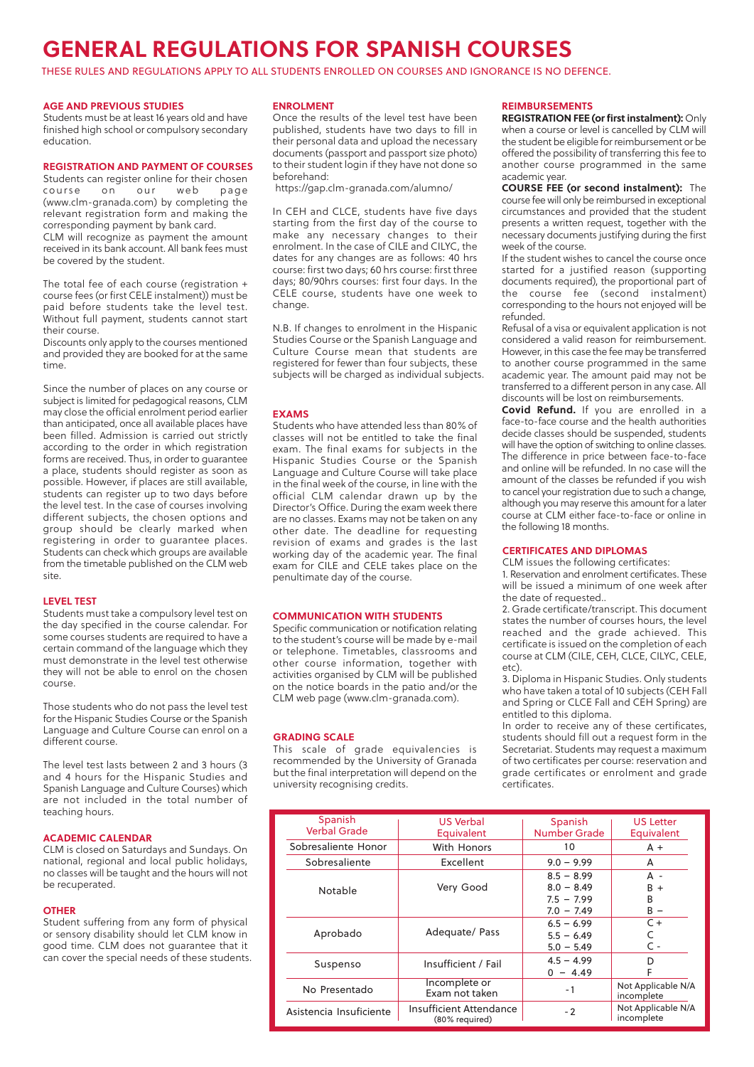# GENERAL REGULATIONS FOR SPANISH COURSES

THESE RULES AND REGULATIONS APPLY TO ALL STUDENTS ENROLLED ON COURSES AND IGNORANCE IS NO DEFENCE.

### AGE AND PREVIOUS STUDIES

Students must be at least 16 years old and have finished high school or compulsory secondary education.

### REGISTRATION AND PAYMENT OF COURSES

Students can register online for their chosen course on our web page (www.clm-granada.com) by completing the relevant registration form and making the corresponding payment by bank card.

CLM will recognize as payment the amount received in its bank account. All bank fees must be covered by the student.

The total fee of each course (registration + course fees (or first CELE instalment)) must be paid before students take the level test. Without full payment, students cannot start their course.

Discounts only apply to the courses mentioned and provided they are booked for at the same time.

Since the number of places on any course or subject is limited for pedagogical reasons, CLM may close the official enrolment period earlier than anticipated, once all available places have been filled. Admission is carried out strictly according to the order in which registration forms are received. Thus, in order to guarantee a place, students should register as soon as possible. However, if places are still available, students can register up to two days before the level test. In the case of courses involving different subjects, the chosen options and group should be clearly marked when registering in order to guarantee places. Students can check which groups are available from the timetable published on the CLM web site.

### LEVEL TEST

Students must take a compulsory level test on the day specified in the course calendar. For some courses students are required to have a certain command of the language which they must demonstrate in the level test otherwise they will not be able to enrol on the chosen course.

Those students who do not pass the level test for the Hispanic Studies Course or the Spanish Language and Culture Course can enrol on a different course.

The level test lasts between 2 and 3 hours (3 and 4 hours for the Hispanic Studies and Spanish Language and Culture Courses) which are not included in the total number of teaching hours.

### ACADEMIC CALENDAR

CLM is closed on Saturdays and Sundays. On national, regional and local public holidays, no classes will be taught and the hours will not be recuperated.

### OTHER

Student suffering from any form of physical or sensory disability should let CLM know in good time. CLM does not guarantee that it can cover the special needs of these students.

### ENROLMENT

Once the results of the level test have been published, students have two days to fill in their personal data and upload the necessary documents (passport and passport size photo) to their student login if they have not done so beforehand:

https://gap.clm-granada.com/alumno/

In CEH and CLCE, students have five days starting from the first day of the course to make any necessary changes to their enrolment. In the case of CILE and CILYC, the dates for any changes are as follows: 40 hrs course: first two days; 60 hrs course: first three days; 80/90hrs courses: first four days. In the CELE course, students have one week to change.

N.B. If changes to enrolment in the Hispanic Studies Course or the Spanish Language and Culture Course mean that students are registered for fewer than four subjects, these subjects will be charged as individual subjects.

### EXAMS

Students who have attended less than 80% of classes will not be entitled to take the final exam. The final exams for subjects in the Hispanic Studies Course or the Spanish Language and Culture Course will take place in the final week of the course, in line with the official CLM calendar drawn up by the Director's Office. During the exam week there are no classes. Exams may not be taken on any other date. The deadline for requesting revision of exams and grades is the last working day of the academic year. The final exam for CILE and CELE takes place on the penultimate day of the course.

### COMMUNICATION WITH STUDENTS

Specific communication or notification relating to the student's course will be made by e-mail or telephone. Timetables, classrooms and other course information, together with activities organised by CLM will be published on the notice boards in the patio and/or the CLM web page (www.clm-granada.com).

### GRADING SCALE

This scale of grade equivalencies is recommended by the University of Granada but the final interpretation will depend on the university recognising credits.

### REIMBURSEMENTS

**REGISTRATION FEE (or first instalment):** Only when a course or level is cancelled by CLM will the student be eligible for reimbursement or be offered the possibility of transferring this fee to another course programmed in the same academic year.

**COURSE FEE (or second instalment):** The course fee will only be reimbursed in exceptional circumstances and provided that the student presents a written request, together with the necessary documents justifying during the first week of the course.

If the student wishes to cancel the course once started for a justified reason (supporting documents required), the proportional part of the course fee (second instalment) corresponding to the hours not enjoyed will be refunded.

Refusal of a visa or equivalent application is not considered a valid reason for reimbursement. However, in this case the fee may be transferred to another course programmed in the same academic year. The amount paid may not be transferred to a different person in any case. All discounts will be lost on reimbursements.

**Covid Refund.** If you are enrolled in a face-to-face course and the health authorities decide classes should be suspended, students will have the option of switching to online classes. The difference in price between face-to-face and online will be refunded. In no case will the amount of the classes be refunded if you wish to cancel your registration due to such a change, although you may reserve this amount for a later course at CLM either face-to-face or online in the following 18 months.

### CERTIFICATES AND DIPLOMAS

CLM issues the following certificates:

1. Reservation and enrolment certificates. These will be issued a minimum of one week after the date of requested..
2. Grade certificate/transcript. This document states the number of courses hours, the level reached and the grade achieved. This certificate is issued on the completion of each course at CLM (CILE, CEH, CLCE, CILYC, CELE, etc).
3. Diploma in Hispanic Studies. Only students who have taken a total of 10 subjects (CEH Fall and Spring or CLCE Fall and CEH Spring) are entitled to this diploma.

In order to receive any of these certificates, students should fill out a request form in the Secretariat. Students may request a maximum of two certificates per course: reservation and enrolment and grade certificates or enrolment and grade certificates.

| Spanish Verbal Grade | US Verbal Equivalent | Spanish Number Grade | US Letter Equivalent |
|---|---|---|---|
| Sobresaliente Honor | With Honors | 10 | A + |
| Sobresaliente | Excellent | 9.0 – 9.99 | A |
| Notable | Very Good | 8.5 – 8.99<br>8.0 – 8.49<br>7.5 – 7.99<br>7.0 – 7.49 | A -<br>B +<br>B<br>B – |
| Aprobado | Adequate/ Pass | 6.5 – 6.99<br>5.5 – 6.49<br>5.0 – 5.49 | C +<br>C<br>C - |
| Suspenso | Insufficient / Fail | 4.5 – 4.99<br>0 – 4.49 | D<br>F |
| No Presentado | Incomplete or Exam not taken | -1 | Not Applicable N/A incomplete |
| Asistencia Insuficiente | Insufficient Attendance (80% required) | - 2 | Not Applicable N/A incomplete |